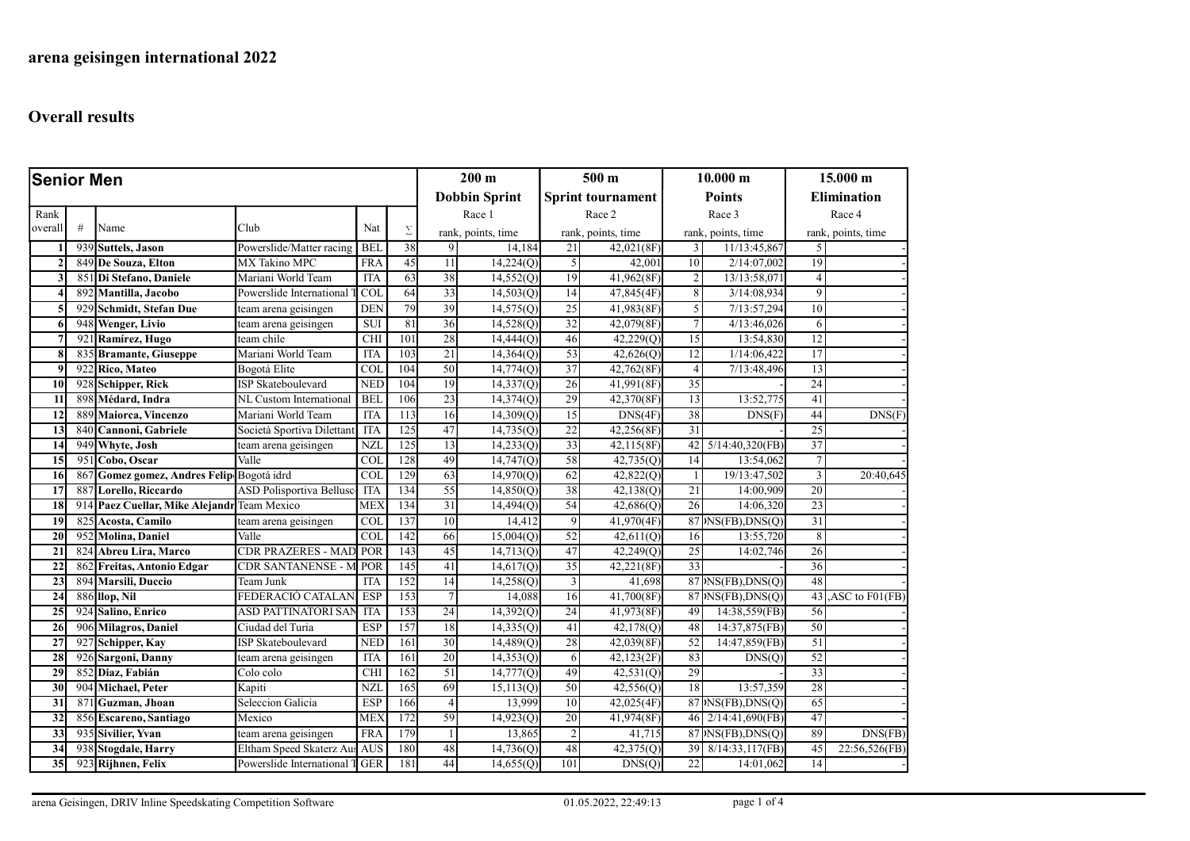# arena geisingen international 2022

## Overall results

| Senior Men | | | | | | 200 m Dobbin Sprint | | 500 m Sprint tournament | | 10.000 m Points | | 15.000 m Elimination | |
|---|---|---|---|---|---|---|---|---|---|---|---|---|---|
| Rank overall | # | Name | Club | Nat | Σ | Race 1 rank, points, time | | Race 2 rank, points, time | | Race 3 rank, points, time | | Race 4 rank, points, time | |
| 1 | 939 | **Suttels, Jason** | Powerslide/Matter racing | BEL | 38 | 9 | 14,184 | 21 | 42,021(8F) | 3 | 11/13:45,867 | 5 | - |
| 2 | 849 | **De Souza, Elton** | MX Takino MPC | FRA | 45 | 11 | 14,224(Q) | 5 | 42,001 | 10 | 2/14:07,002 | 19 | - |
| 3 | 851 | **Di Stefano, Daniele** | Mariani World Team | ITA | 63 | 38 | 14,552(Q) | 19 | 41,962(8F) | 2 | 13/13:58,071 | 4 | - |
| 4 | 892 | **Mantilla, Jacobo** | Powerslide International T | COL | 64 | 33 | 14,503(Q) | 14 | 47,845(4F) | 8 | 3/14:08,934 | 9 | - |
| 5 | 929 | **Schmidt, Stefan Due** | team arena geisingen | DEN | 79 | 39 | 14,575(Q) | 25 | 41,983(8F) | 5 | 7/13:57,294 | 10 | - |
| 6 | 948 | **Wenger, Livio** | team arena geisingen | SUI | 81 | 36 | 14,528(Q) | 32 | 42,079(8F) | 7 | 4/13:46,026 | 6 | - |
| 7 | 921 | **Ramírez, Hugo** | team chile | CHI | 101 | 28 | 14,444(Q) | 46 | 42,229(Q) | 15 | 13:54,830 | 12 | - |
| 8 | 835 | **Bramante, Giuseppe** | Mariani World Team | ITA | 103 | 21 | 14,364(Q) | 53 | 42,626(Q) | 12 | 1/14:06,422 | 17 | - |
| 9 | 922 | **Rico, Mateo** | Bogotá Elite | COL | 104 | 50 | 14,774(Q) | 37 | 42,762(8F) | 4 | 7/13:48,496 | 13 | - |
| 10 | 928 | **Schipper, Rick** | ISP Skateboulevard | NED | 104 | 19 | 14,337(Q) | 26 | 41,991(8F) | 35 | - | 24 | - |
| 11 | 898 | **Médard, Indra** | NL Custom International | BEL | 106 | 23 | 14,374(Q) | 29 | 42,370(8F) | 13 | 13:52,775 | 41 | - |
| 12 | 889 | **Maiorca, Vincenzo** | Mariani World Team | ITA | 113 | 16 | 14,309(Q) | 15 | DNS(4F) | 38 | DNS(F) | 44 | DNS(F) |
| 13 | 840 | **Cannoni, Gabriele** | Società Sportiva Dilettant | ITA | 125 | 47 | 14,735(Q) | 22 | 42,256(8F) | 31 | - | 25 | - |
| 14 | 949 | **Whyte, Josh** | team arena geisingen | NZL | 125 | 13 | 14,233(Q) | 33 | 42,115(8F) | 42 | 5/14:40,320(FB) | 37 | - |
| 15 | 951 | **Cobo, Oscar** | Valle | COL | 128 | 49 | 14,747(Q) | 58 | 42,735(Q) | 14 | 13:54,062 | 7 | - |
| 16 | 867 | **Gomez gomez, Andres Felip** | Bogotá idrd | COL | 129 | 63 | 14,970(Q) | 62 | 42,822(Q) | 1 | 19/13:47,502 | 3 | 20:40,645 |
| 17 | 887 | **Lorello, Riccardo** | ASD Polisportiva Bellusc | ITA | 134 | 55 | 14,850(Q) | 38 | 42,138(Q) | 21 | 14:00,909 | 20 | - |
| 18 | 914 | **Paez Cuellar, Mike Alejandr** | Team Mexico | MEX | 134 | 31 | 14,494(Q) | 54 | 42,686(Q) | 26 | 14:06,320 | 23 | - |
| 19 | 825 | **Acosta, Camilo** | team arena geisingen | COL | 137 | 10 | 14,412 | 9 | 41,970(4F) | 87 | NS(FB),DNS(Q) | 31 | - |
| 20 | 952 | **Molina, Daniel** | Valle | COL | 142 | 66 | 15,004(Q) | 52 | 42,611(Q) | 16 | 13:55,720 | 8 | - |
| 21 | 824 | **Abreu Lira, Marco** | CDR PRAZERES - MAD | POR | 143 | 45 | 14,713(Q) | 47 | 42,249(Q) | 25 | 14:02,746 | 26 | - |
| 22 | 862 | **Freitas, Antonio Edgar** | CDR SANTANENSE - M | POR | 145 | 41 | 14,617(Q) | 35 | 42,221(8F) | 33 | - | 36 | - |
| 23 | 894 | **Marsili, Duccio** | Team Junk | ITA | 152 | 14 | 14,258(Q) | 3 | 41,698 | 87 | NS(FB),DNS(Q) | 48 | - |
| 24 | 886 | **llop, Nil** | FEDERACIÓ CATALAN | ESP | 153 | 7 | 14,088 | 16 | 41,700(8F) | 87 | NS(FB),DNS(Q) | 43 | ,ASC to F01(FB) |
| 25 | 924 | **Salino, Enrico** | ASD PATTINATORI SAN | ITA | 153 | 24 | 14,392(Q) | 24 | 41,973(8F) | 49 | 14:38,559(FB) | 56 | - |
| 26 | 906 | **Milagros, Daniel** | Ciudad del Turia | ESP | 157 | 18 | 14,335(Q) | 41 | 42,178(Q) | 48 | 14:37,875(FB) | 50 | - |
| 27 | 927 | **Schipper, Kay** | ISP Skateboulevard | NED | 161 | 30 | 14,489(Q) | 28 | 42,039(8F) | 52 | 14:47,859(FB) | 51 | - |
| 28 | 926 | **Sargoni, Danny** | team arena geisingen | ITA | 161 | 20 | 14,353(Q) | 6 | 42,123(2F) | 83 | DNS(Q) | 52 | - |
| 29 | 852 | **Díaz, Fabián** | Colo colo | CHI | 162 | 51 | 14,777(Q) | 49 | 42,531(Q) | 29 | - | 33 | - |
| 30 | 904 | **Michael, Peter** | Kapiti | NZL | 165 | 69 | 15,113(Q) | 50 | 42,556(Q) | 18 | 13:57,359 | 28 | - |
| 31 | 871 | **Guzman, Jhoan** | Seleccion Galicia | ESP | 166 | 4 | 13,999 | 10 | 42,025(4F) | 87 | NS(FB),DNS(Q) | 65 | - |
| 32 | 856 | **Escareno, Santiago** | Mexico | MEX | 172 | 59 | 14,923(Q) | 20 | 41,974(8F) | 46 | 2/14:41,690(FB) | 47 | - |
| 33 | 935 | **Sivilier, Yvan** | team arena geisingen | FRA | 179 | 1 | 13,865 | 2 | 41,715 | 87 | NS(FB),DNS(Q) | 89 | DNS(FB) |
| 34 | 938 | **Stogdale, Harry** | Eltham Speed Skaterz Aus | AUS | 180 | 48 | 14,736(Q) | 48 | 42,375(Q) | 39 | 8/14:33,117(FB) | 45 | 22:56,526(FB) |
| 35 | 923 | **Rijhnen, Felix** | Powerslide International T | GER | 181 | 44 | 14,655(Q) | 101 | DNS(Q) | 22 | 14:01,062 | 14 | - |

arena Geisingen, DRIV Inline Speedskating Competition Software 01.05.2022, 22:49:13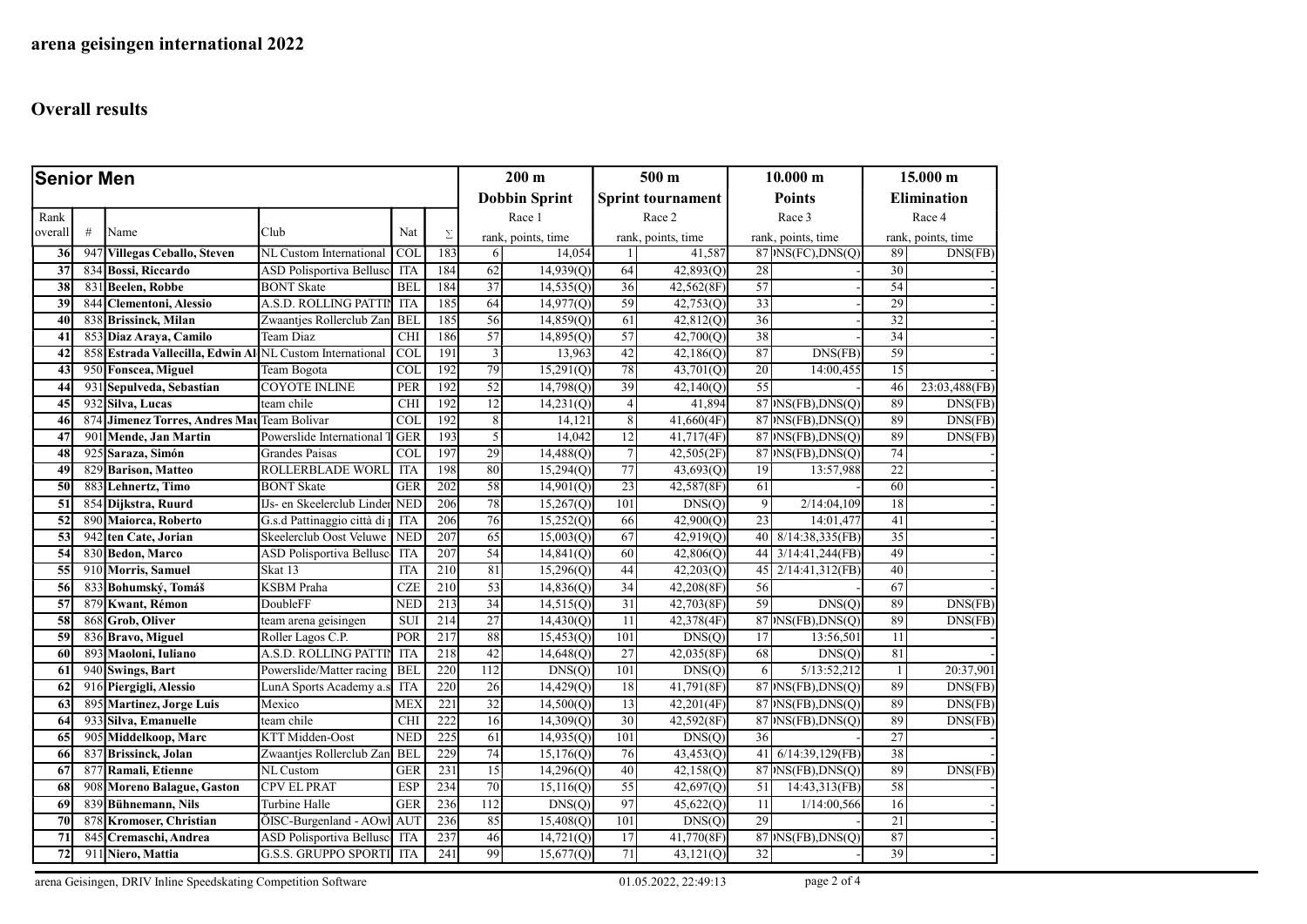## arena geisingen international 2022

## Overall results

| Senior Men | | | | | | 200 m | | 500 m | | 10.000 m | | 15.000 m | |
|---|---|---|---|---|---|---|---|---|---|---|---|---|---|
| | | | | | | Dobbin Sprint | | Sprint tournament | | Points | | Elimination | |
| Rank overall | # | Name | Club | Nat | Σ | Race 1 rank, points, time | | Race 2 rank, points, time | | Race 3 rank, points, time | | Race 4 rank, points, time | |
| 36 | 947 | Villegas Ceballo, Steven | NL Custom International | COL | 183 | 6 | 14,054 | 1 | 41,587 | 87 | )NS(FC),DNS(Q) | 89 | DNS(FB) |
| 37 | 834 | Bossi, Riccardo | ASD Polisportiva Bellusc | ITA | 184 | 62 | 14,939(Q) | 64 | 42,893(Q) | 28 | - | 30 | - |
| 38 | 831 | Beelen, Robbe | BONT Skate | BEL | 184 | 37 | 14,535(Q) | 36 | 42,562(8F) | 57 | - | 54 | - |
| 39 | 844 | Clementoni, Alessio | A.S.D. ROLLING PATTIN | ITA | 185 | 64 | 14,977(Q) | 59 | 42,753(Q) | 33 | - | 29 | - |
| 40 | 838 | Brissinck, Milan | Zwaantjes Rollerclub Zan | BEL | 185 | 56 | 14,859(Q) | 61 | 42,812(Q) | 36 | - | 32 | - |
| 41 | 853 | Diaz Araya, Camilo | Team Diaz | CHI | 186 | 57 | 14,895(Q) | 57 | 42,700(Q) | 38 | - | 34 | - |
| 42 | 858 | Estrada Vallecilla, Edwin Al | NL Custom International | COL | 191 | 3 | 13,963 | 42 | 42,186(Q) | 87 | DNS(FB) | 59 | - |
| 43 | 950 | Fonscea, Miguel | Team Bogota | COL | 192 | 79 | 15,291(Q) | 78 | 43,701(Q) | 20 | 14:00,455 | 15 | - |
| 44 | 931 | Sepulveda, Sebastian | COYOTE INLINE | PER | 192 | 52 | 14,798(Q) | 39 | 42,140(Q) | 55 | - | 46 | 23:03,488(FB) |
| 45 | 932 | Silva, Lucas | team chile | CHI | 192 | 12 | 14,231(Q) | 4 | 41,894 | 87 | )NS(FB),DNS(Q) | 89 | DNS(FB) |
| 46 | 874 | Jimenez Torres, Andres Mau | Team Bolivar | COL | 192 | 8 | 14,121 | 8 | 41,660(4F) | 87 | )NS(FB),DNS(Q) | 89 | DNS(FB) |
| 47 | 901 | Mende, Jan Martin | Powerslide International T | GER | 193 | 5 | 14,042 | 12 | 41,717(4F) | 87 | )NS(FB),DNS(Q) | 89 | DNS(FB) |
| 48 | 925 | Saraza, Simón | Grandes Paisas | COL | 197 | 29 | 14,488(Q) | 7 | 42,505(2F) | 87 | )NS(FB),DNS(Q) | 74 | - |
| 49 | 829 | Barison, Matteo | ROLLERBLADE WORL | ITA | 198 | 80 | 15,294(Q) | 77 | 43,693(Q) | 19 | 13:57,988 | 22 | - |
| 50 | 883 | Lehnertz, Timo | BONT Skate | GER | 202 | 58 | 14,901(Q) | 23 | 42,587(8F) | 61 | - | 60 | - |
| 51 | 854 | Dijkstra, Ruurd | IJs- en Skeelerclub Linder | NED | 206 | 78 | 15,267(Q) | 101 | DNS(Q) | 9 | 2/14:04,109 | 18 | - |
| 52 | 890 | Maiorca, Roberto | G.s.d Pattinaggio città di | ITA | 206 | 76 | 15,252(Q) | 66 | 42,900(Q) | 23 | 14:01,477 | 41 | - |
| 53 | 942 | ten Cate, Jorian | Skeelerclub Oost Veluwe | NED | 207 | 65 | 15,003(Q) | 67 | 42,919(Q) | 40 | 8/14:38,335(FB) | 35 | - |
| 54 | 830 | Bedon, Marco | ASD Polisportiva Bellusc | ITA | 207 | 54 | 14,841(Q) | 60 | 42,806(Q) | 44 | 3/14:41,244(FB) | 49 | - |
| 55 | 910 | Morris, Samuel | Skat 13 | ITA | 210 | 81 | 15,296(Q) | 44 | 42,203(Q) | 45 | 2/14:41,312(FB) | 40 | - |
| 56 | 833 | Bohumský, Tomáš | KSBM Praha | CZE | 210 | 53 | 14,836(Q) | 34 | 42,208(8F) | 56 | - | 67 | - |
| 57 | 879 | Kwant, Rémon | DoubleFF | NED | 213 | 34 | 14,515(Q) | 31 | 42,703(8F) | 59 | DNS(Q) | 89 | DNS(FB) |
| 58 | 868 | Grob, Oliver | team arena geisingen | SUI | 214 | 27 | 14,430(Q) | 11 | 42,378(4F) | 87 | )NS(FB),DNS(Q) | 89 | DNS(FB) |
| 59 | 836 | Bravo, Miguel | Roller Lagos C.P. | POR | 217 | 88 | 15,453(Q) | 101 | DNS(Q) | 17 | 13:56,501 | 11 | - |
| 60 | 893 | Maoloni, Iuliano | A.S.D. ROLLING PATTIN | ITA | 218 | 42 | 14,648(Q) | 27 | 42,035(8F) | 68 | DNS(Q) | 81 | - |
| 61 | 940 | Swings, Bart | Powerslide/Matter racing | BEL | 220 | 112 | DNS(Q) | 101 | DNS(Q) | 6 | 5/13:52,212 | 1 | 20:37,901 |
| 62 | 916 | Piergigli, Alessio | LunA Sports Academy a.s | ITA | 220 | 26 | 14,429(Q) | 18 | 41,791(8F) | 87 | )NS(FB),DNS(Q) | 89 | DNS(FB) |
| 63 | 895 | Martinez, Jorge Luis | Mexico | MEX | 221 | 32 | 14,500(Q) | 13 | 42,201(4F) | 87 | )NS(FB),DNS(Q) | 89 | DNS(FB) |
| 64 | 933 | Silva, Emanuelle | team chile | CHI | 222 | 16 | 14,309(Q) | 30 | 42,592(8F) | 87 | )NS(FB),DNS(Q) | 89 | DNS(FB) |
| 65 | 905 | Middelkoop, Marc | KTT Midden-Oost | NED | 225 | 61 | 14,935(Q) | 101 | DNS(Q) | 36 | - | 27 | - |
| 66 | 837 | Brissinck, Jolan | Zwaantjes Rollerclub Zan | BEL | 229 | 74 | 15,176(Q) | 76 | 43,453(Q) | 41 | 6/14:39,129(FB) | 38 | - |
| 67 | 877 | Ramali, Etienne | NL Custom | GER | 231 | 15 | 14,296(Q) | 40 | 42,158(Q) | 87 | )NS(FB),DNS(Q) | 89 | DNS(FB) |
| 68 | 908 | Moreno Balague, Gaston | CPV EL PRAT | ESP | 234 | 70 | 15,116(Q) | 55 | 42,697(Q) | 51 | 14:43,313(FB) | 58 | - |
| 69 | 839 | Bühnemann, Nils | Turbine Halle | GER | 236 | 112 | DNS(Q) | 97 | 45,622(Q) | 11 | 1/14:00,566 | 16 | - |
| 70 | 878 | Kromoser, Christian | ÖISC-Burgenland - AOwl | AUT | 236 | 85 | 15,408(Q) | 101 | DNS(Q) | 29 | - | 21 | - |
| 71 | 845 | Cremaschi, Andrea | ASD Polisportiva Bellusc | ITA | 237 | 46 | 14,721(Q) | 17 | 41,770(8F) | 87 | )NS(FB),DNS(Q) | 87 | - |
| 72 | 911 | Niero, Mattia | G.S.S. GRUPPO SPORTI | ITA | 241 | 99 | 15,677(Q) | 71 | 43,121(Q) | 32 | - | 39 | - |

arena Geisingen, DRIV Inline Speedskating Competition Software 01.05.2022, 22:49:13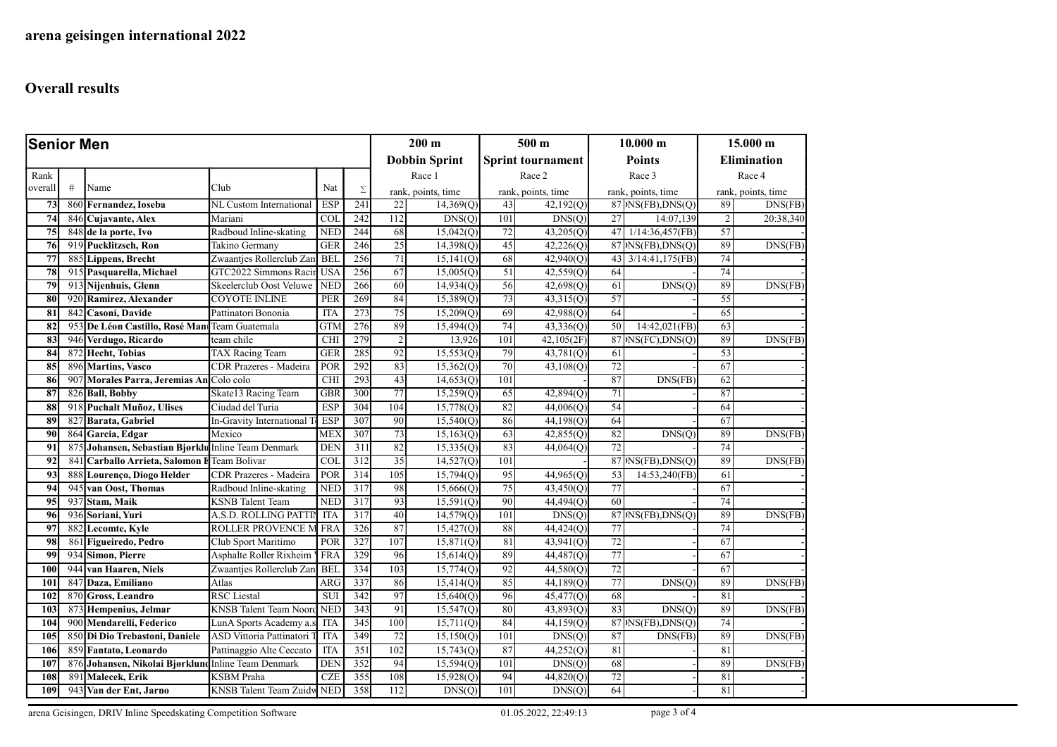# arena geisingen international 2022

## Overall results

| Senior Men | | | | | | 200 m | | 500 m | | 10.000 m | | 15.000 m | |
|---|---|---|---|---|---|---|---|---|---|---|---|---|---|
| | | | | | | Dobbin Sprint | | Sprint tournament | | Points | | Elimination | |
| Rank overall | # | Name | Club | Nat | Σ | Race 1 rank, points, time | | Race 2 rank, points, time | | Race 3 rank, points, time | | Race 4 rank, points, time | |
| 73 | 860 | Fernandez, Ioseba | NL Custom International | ESP | 241 | 22 | 14,369(Q) | 43 | 42,192(Q) | 87 | DNS(FB),DNS(Q) | 89 | DNS(FB) |
| 74 | 846 | Cujavante, Alex | Mariani | COL | 242 | 112 | DNS(Q) | 101 | DNS(Q) | 27 | 14:07,139 | 2 | 20:38,340 |
| 75 | 848 | de la porte, Ivo | Radboud Inline-skating | NED | 244 | 68 | 15,042(Q) | 72 | 43,205(Q) | 47 | 1/14:36,457(FB) | 57 | - |
| 76 | 919 | Pucklitzsch, Ron | Takino Germany | GER | 246 | 25 | 14,398(Q) | 45 | 42,226(Q) | 87 | DNS(FB),DNS(Q) | 89 | DNS(FB) |
| 77 | 885 | Lippens, Brecht | Zwaantjes Rollerclub Zan | BEL | 256 | 71 | 15,141(Q) | 68 | 42,940(Q) | 43 | 3/14:41,175(FB) | 74 | - |
| 78 | 915 | Pasquarella, Michael | GTC2022 Simmons Racin | USA | 256 | 67 | 15,005(Q) | 51 | 42,559(Q) | 64 | - | 74 | - |
| 79 | 913 | Nijenhuis, Glenn | Skeelerclub Oost Veluwe | NED | 266 | 60 | 14,934(Q) | 56 | 42,698(Q) | 61 | DNS(Q) | 89 | DNS(FB) |
| 80 | 920 | Ramirez, Alexander | COYOTE INLINE | PER | 269 | 84 | 15,389(Q) | 73 | 43,315(Q) | 57 | - | 55 | - |
| 81 | 842 | Casoni, Davide | Pattinatori Bononia | ITA | 273 | 75 | 15,209(Q) | 69 | 42,988(Q) | 64 | - | 65 | - |
| 82 | 953 | De Léon Castillo, Rosé Man | Team Guatemala | GTM | 276 | 89 | 15,494(Q) | 74 | 43,336(Q) | 50 | 14:42,021(FB) | 63 | - |
| 83 | 946 | Verdugo, Ricardo | team chile | CHI | 279 | 2 | 13,926 | 101 | 42,105(2F) | 87 | DNS(FC),DNS(Q) | 89 | DNS(FB) |
| 84 | 872 | Hecht, Tobias | TAX Racing Team | GER | 285 | 92 | 15,553(Q) | 79 | 43,781(Q) | 61 | - | 53 | - |
| 85 | 896 | Martins, Vasco | CDR Prazeres - Madeira | POR | 292 | 83 | 15,362(Q) | 70 | 43,108(Q) | 72 | - | 67 | - |
| 86 | 907 | Morales Parra, Jeremias An | Colo colo | CHI | 293 | 43 | 14,653(Q) | 101 | | 87 | DNS(FB) | 62 | - |
| 87 | 826 | Ball, Bobby | Skate13 Racing Team | GBR | 300 | 77 | 15,259(Q) | 65 | 42,894(Q) | 71 | - | 87 | - |
| 88 | 918 | Puchalt Muñoz, Ulises | Ciudad del Turia | ESP | 304 | 104 | 15,778(Q) | 82 | 44,006(Q) | 54 | - | 64 | - |
| 89 | 827 | Barata, Gabriel | In-Gravity International T | ESP | 307 | 90 | 15,540(Q) | 86 | 44,198(Q) | 64 | - | 67 | - |
| 90 | 864 | Garcia, Edgar | Mexico | MEX | 307 | 73 | 15,163(Q) | 63 | 42,855(Q) | 82 | DNS(Q) | 89 | DNS(FB) |
| 91 | 875 | Johansen, Sebastian Bjørklu | Inline Team Denmark | DEN | 311 | 82 | 15,335(Q) | 83 | 44,064(Q) | 72 | - | 74 | - |
| 92 | 841 | Carballo Arrieta, Salomon E | Team Bolivar | COL | 312 | 35 | 14,527(Q) | 101 | | 87 | DNS(FB),DNS(Q) | 89 | DNS(FB) |
| 93 | 888 | Lourenço, Diogo Helder | CDR Prazeres - Madeira | POR | 314 | 105 | 15,794(Q) | 95 | 44,965(Q) | 53 | 14:53,240(FB) | 61 | - |
| 94 | 945 | van Oost, Thomas | Radboud Inline-skating | NED | 317 | 98 | 15,666(Q) | 75 | 43,450(Q) | 77 | - | 67 | - |
| 95 | 937 | Stam, Maik | KSNB Talent Team | NED | 317 | 93 | 15,591(Q) | 90 | 44,494(Q) | 60 | - | 74 | - |
| 96 | 936 | Soriani, Yuri | A.S.D. ROLLING PATTIN | ITA | 317 | 40 | 14,579(Q) | 101 | DNS(Q) | 87 | DNS(FB),DNS(Q) | 89 | DNS(FB) |
| 97 | 882 | Lecomte, Kyle | ROLLER PROVENCE M | FRA | 326 | 87 | 15,427(Q) | 88 | 44,424(Q) | 77 | - | 74 | - |
| 98 | 861 | Figueiredo, Pedro | Club Sport Maritimo | POR | 327 | 107 | 15,871(Q) | 81 | 43,941(Q) | 72 | - | 67 | - |
| 99 | 934 | Simon, Pierre | Asphalte Roller Rixheim | FRA | 329 | 96 | 15,614(Q) | 89 | 44,487(Q) | 77 | - | 67 | - |
| 100 | 944 | van Haaren, Niels | Zwaantjes Rollerclub Zan | BEL | 334 | 103 | 15,774(Q) | 92 | 44,580(Q) | 72 | - | 67 | - |
| 101 | 847 | Daza, Emiliano | Atlas | ARG | 337 | 86 | 15,414(Q) | 85 | 44,189(Q) | 77 | DNS(Q) | 89 | DNS(FB) |
| 102 | 870 | Gross, Leandro | RSC Liestal | SUI | 342 | 97 | 15,640(Q) | 96 | 45,477(Q) | 68 | - | 81 | - |
| 103 | 873 | Hempenius, Jelmar | KNSB Talent Team Noord | NED | 343 | 91 | 15,547(Q) | 80 | 43,893(Q) | 83 | DNS(Q) | 89 | DNS(FB) |
| 104 | 900 | Mendarelli, Federico | LunA Sports Academy a.s | ITA | 345 | 100 | 15,711(Q) | 84 | 44,159(Q) | 87 | DNS(FB),DNS(Q) | 74 | - |
| 105 | 850 | Di Dio Trebastoni, Daniele | ASD Vittoria Pattinatori T | ITA | 349 | 72 | 15,150(Q) | 101 | DNS(Q) | 87 | DNS(FB) | 89 | DNS(FB) |
| 106 | 859 | Fantato, Leonardo | Pattinaggio Alte Ceccato | ITA | 351 | 102 | 15,743(Q) | 87 | 44,252(Q) | 81 | - | 81 | - |
| 107 | 876 | Johansen, Nikolai Bjørklund | Inline Team Denmark | DEN | 352 | 94 | 15,594(Q) | 101 | DNS(Q) | 68 | - | 89 | DNS(FB) |
| 108 | 891 | Malecek, Erik | KSBM Praha | CZE | 355 | 108 | 15,928(Q) | 94 | 44,820(Q) | 72 | - | 81 | - |
| 109 | 943 | Van der Ent, Jarno | KNSB Talent Team Zuidw | NED | 358 | 112 | DNS(Q) | 101 | DNS(Q) | 64 | - | 81 | - |

arena Geisingen, DRIV Inline Speedskating Competition Software 01.05.2022, 22:49:13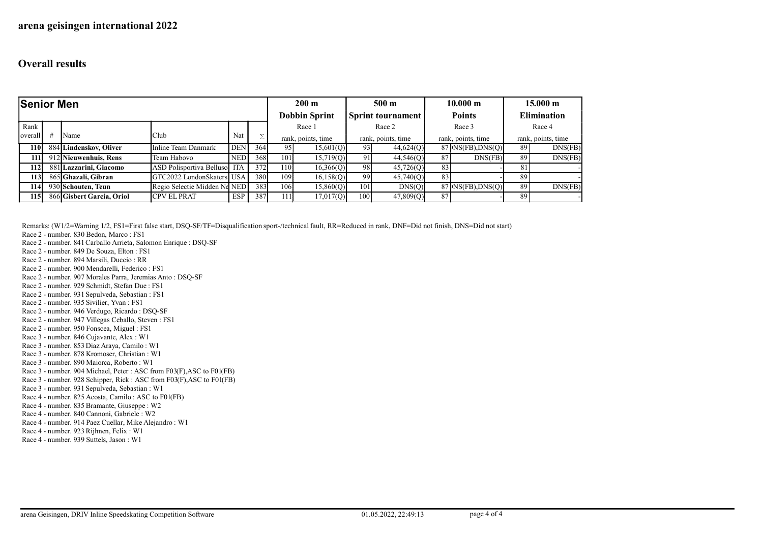**arena geisingen international 2022**

## Overall results

| Senior Men | | | | | | 200 m Dobbin Sprint | | 500 m Sprint tournament | | 10.000 m Points | | 15.000 m Elimination | |
|---|---|---|---|---|---|---|---|---|---|---|---|---|---|
| Rank overall | # | Name | Club | Nat | ∑ | Race 1 rank, points, time | | Race 2 rank, points, time | | Race 3 rank, points, time | | Race 4 rank, points, time | |
| **110** | 884 | **Lindenskov, Oliver** | Inline Team Danmark | DEN | 364 | 95 | 15,601(Q) | 93 | 44,624(Q) | 87 | )NS(FB),DNS(Q) | 89 | DNS(FB) |
| **111** | 912 | **Nieuwenhuis, Rens** | Team Habovo | NED | 368 | 101 | 15,719(Q) | 91 | 44,546(Q) | 87 | DNS(FB) | 89 | DNS(FB) |
| **112** | 881 | **Lazzarini, Giacomo** | ASD Polisportiva Bellusc | ITA | 372 | 110 | 16,366(Q) | 98 | 45,726(Q) | 83 | - | 81 | - |
| **113** | 865 | **Ghazali, Gibran** | GTC2022 LondonSkaters | USA | 380 | 109 | 16,158(Q) | 99 | 45,740(Q) | 83 | - | 89 | - |
| **114** | 930 | **Schouten, Teun** | Regio Selectie Midden Ne | NED | 383 | 106 | 15,860(Q) | 101 | DNS(Q) | 87 | )NS(FB),DNS(Q) | 89 | DNS(FB) |
| **115** | 866 | **Gisbert Garcia, Oriol** | CPV EL PRAT | ESP | 387 | 111 | 17,017(Q) | 100 | 47,809(Q) | 87 | - | 89 | - |

Remarks: (W1/2=Warning 1/2, FS1=First false start, DSQ-SF/TF=Disqualification sport-/technical fault, RR=Reduced in rank, DNF=Did not finish, DNS=Did not start)

Race 2 - number. 830 Bedon, Marco : FS1
Race 2 - number. 841 Carballo Arrieta, Salomon Enrique : DSQ-SF
Race 2 - number. 849 De Souza, Elton : FS1
Race 2 - number. 894 Marsili, Duccio : RR
Race 2 - number. 900 Mendarelli, Federico : FS1
Race 2 - number. 907 Morales Parra, Jeremias Anto : DSQ-SF
Race 2 - number. 929 Schmidt, Stefan Due : FS1
Race 2 - number. 931 Sepulveda, Sebastian : FS1
Race 2 - number. 935 Sivilier, Yvan : FS1
Race 2 - number. 946 Verdugo, Ricardo : DSQ-SF
Race 2 - number. 947 Villegas Ceballo, Steven : FS1
Race 2 - number. 950 Fonscea, Miguel : FS1
Race 3 - number. 846 Cujavante, Alex : W1
Race 3 - number. 853 Diaz Araya, Camilo : W1
Race 3 - number. 878 Kromoser, Christian : W1
Race 3 - number. 890 Maiorca, Roberto : W1
Race 3 - number. 904 Michael, Peter : ASC from F03(F),ASC to F01(FB)
Race 3 - number. 928 Schipper, Rick : ASC from F03(F),ASC to F01(FB)
Race 3 - number. 931 Sepulveda, Sebastian : W1
Race 4 - number. 825 Acosta, Camilo : ASC to F01(FB)
Race 4 - number. 835 Bramante, Giuseppe : W2
Race 4 - number. 840 Cannoni, Gabriele : W2
Race 4 - number. 914 Paez Cuellar, Mike Alejandro : W1
Race 4 - number. 923 Rijhnen, Felix : W1
Race 4 - number. 939 Suttels, Jason : W1